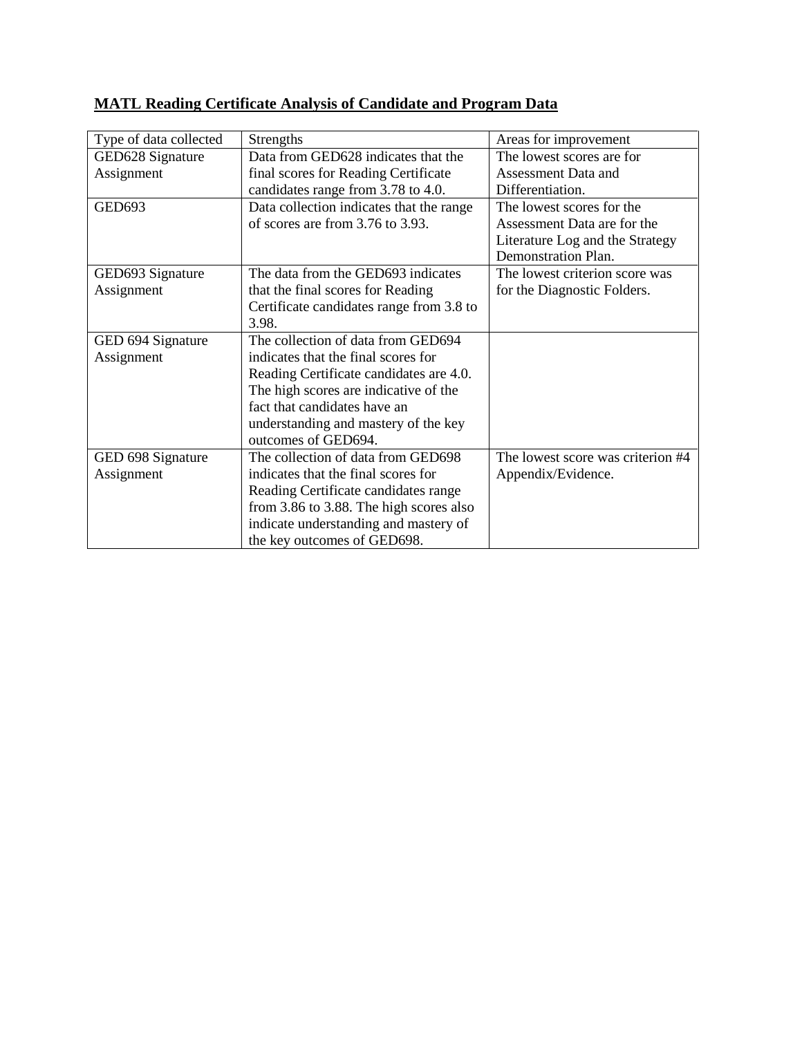**MATL Reading Certificate Analysis of Candidate and Program Data**

| Type of data collected | Strengths | Areas for improvement |
|---|---|---|
| GED628 Signature Assignment | Data from GED628 indicates that the final scores for Reading Certificate candidates range from 3.78 to 4.0. | The lowest scores are for Assessment Data and Differentiation. |
| GED693 | Data collection indicates that the range of scores are from 3.76 to 3.93. | The lowest scores for the Assessment Data are for the Literature Log and the Strategy Demonstration Plan. |
| GED693 Signature Assignment | The data from the GED693 indicates that the final scores for Reading Certificate candidates range from 3.8 to 3.98. | The lowest criterion score was for the Diagnostic Folders. |
| GED 694 Signature Assignment | The collection of data from GED694 indicates that the final scores for Reading Certificate candidates are 4.0. The high scores are indicative of the fact that candidates have an understanding and mastery of the key outcomes of GED694. | |
| GED 698 Signature Assignment | The collection of data from GED698 indicates that the final scores for Reading Certificate candidates range from 3.86 to 3.88. The high scores also indicate understanding and mastery of the key outcomes of GED698. | The lowest score was criterion #4 Appendix/Evidence. |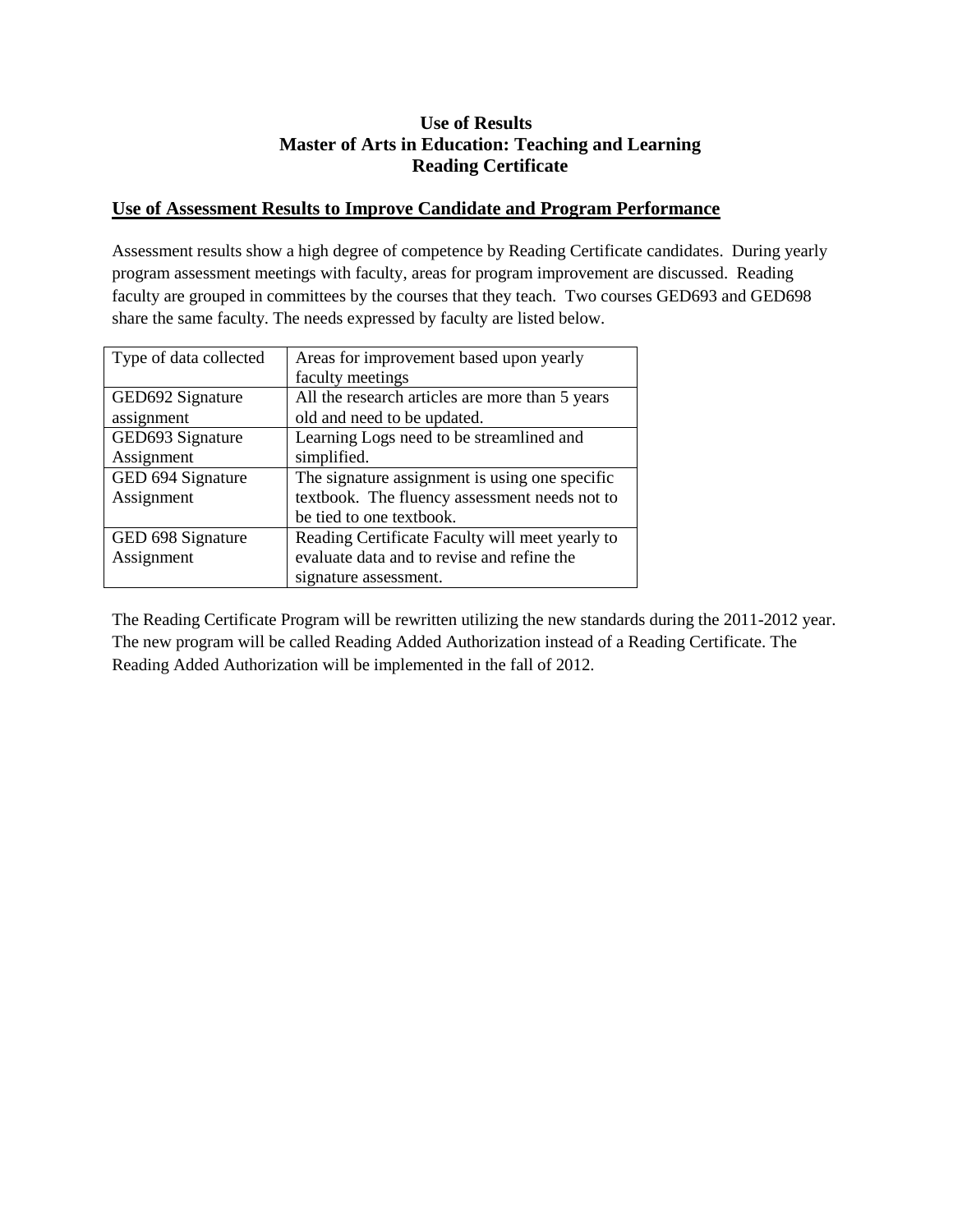**Use of Results**
**Master of Arts in Education: Teaching and Learning**
**Reading Certificate**

## Use of Assessment Results to Improve Candidate and Program Performance

Assessment results show a high degree of competence by Reading Certificate candidates. During yearly program assessment meetings with faculty, areas for program improvement are discussed. Reading faculty are grouped in committees by the courses that they teach. Two courses GED693 and GED698 share the same faculty. The needs expressed by faculty are listed below.

| Type of data collected | Areas for improvement based upon yearly faculty meetings |
|---|---|
| GED692 Signature assignment | All the research articles are more than 5 years old and need to be updated. |
| GED693 Signature Assignment | Learning Logs need to be streamlined and simplified. |
| GED 694 Signature Assignment | The signature assignment is using one specific textbook. The fluency assessment needs not to be tied to one textbook. |
| GED 698 Signature Assignment | Reading Certificate Faculty will meet yearly to evaluate data and to revise and refine the signature assessment. |

The Reading Certificate Program will be rewritten utilizing the new standards during the 2011-2012 year. The new program will be called Reading Added Authorization instead of a Reading Certificate. The Reading Added Authorization will be implemented in the fall of 2012.